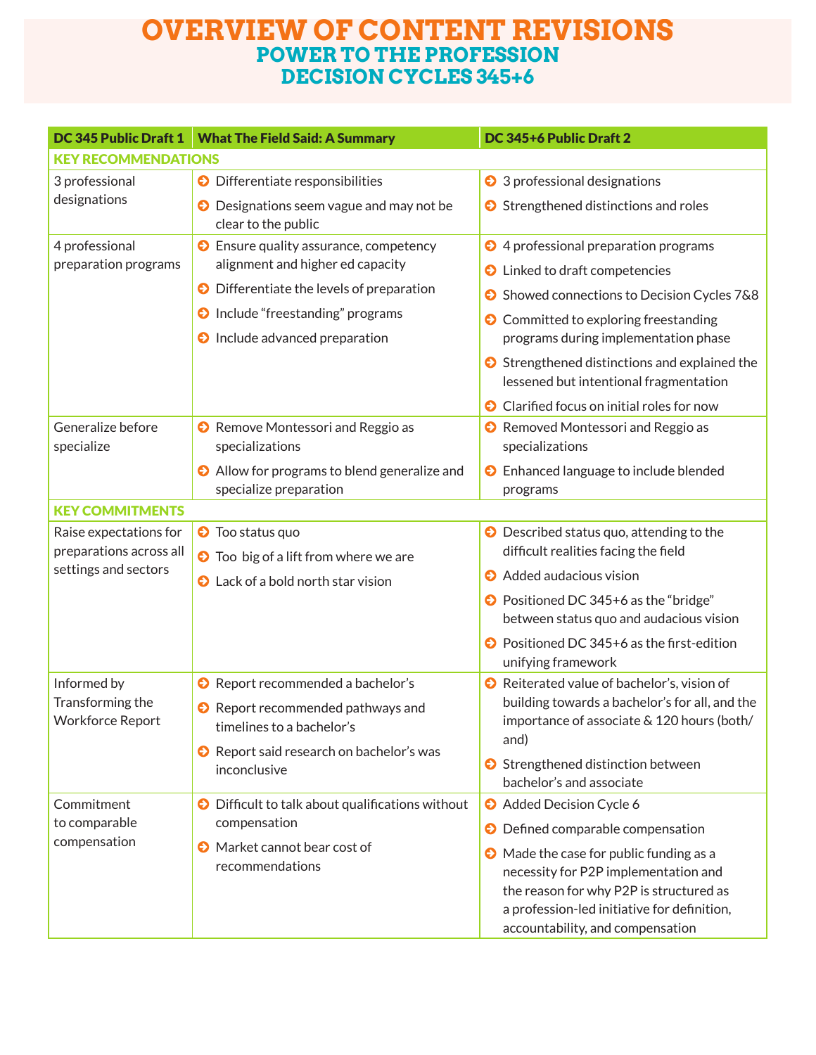# OVERVIEW OF CONTENT REVISIONS

## POWER TO THE PROFESSION DECISION CYCLES 345+6

| DC 345 Public Draft 1 | What The Field Said: A Summary | DC 345+6 Public Draft 2 |
|---|---|---|
| **KEY RECOMMENDATIONS** | | |
| 3 professional designations | • Differentiate responsibilities<br>• Designations seem vague and may not be clear to the public | • 3 professional designations<br>• Strengthened distinctions and roles |
| 4 professional preparation programs | • Ensure quality assurance, competency alignment and higher ed capacity<br>• Differentiate the levels of preparation<br>• Include "freestanding" programs<br>• Include advanced preparation | • 4 professional preparation programs<br>• Linked to draft competencies<br>• Showed connections to Decision Cycles 7&8<br>• Committed to exploring freestanding programs during implementation phase<br>• Strengthened distinctions and explained the lessened but intentional fragmentation<br>• Clarified focus on initial roles for now |
| Generalize before specialize | • Remove Montessori and Reggio as specializations<br>• Allow for programs to blend generalize and specialize preparation | • Removed Montessori and Reggio as specializations<br>• Enhanced language to include blended programs |
| **KEY COMMITMENTS** | | |
| Raise expectations for preparations across all settings and sectors | • Too status quo<br>• Too big of a lift from where we are<br>• Lack of a bold north star vision | • Described status quo, attending to the difficult realities facing the field<br>• Added audacious vision<br>• Positioned DC 345+6 as the "bridge" between status quo and audacious vision<br>• Positioned DC 345+6 as the first-edition unifying framework |
| Informed by Transforming the Workforce Report | • Report recommended a bachelor's<br>• Report recommended pathways and timelines to a bachelor's<br>• Report said research on bachelor's was inconclusive | • Reiterated value of bachelor's, vision of building towards a bachelor's for all, and the importance of associate & 120 hours (both/and)<br>• Strengthened distinction between bachelor's and associate |
| Commitment to comparable compensation | • Difficult to talk about qualifications without compensation<br>• Market cannot bear cost of recommendations | • Added Decision Cycle 6<br>• Defined comparable compensation<br>• Made the case for public funding as a necessity for P2P implementation and the reason for why P2P is structured as a profession-led initiative for definition, accountability, and compensation |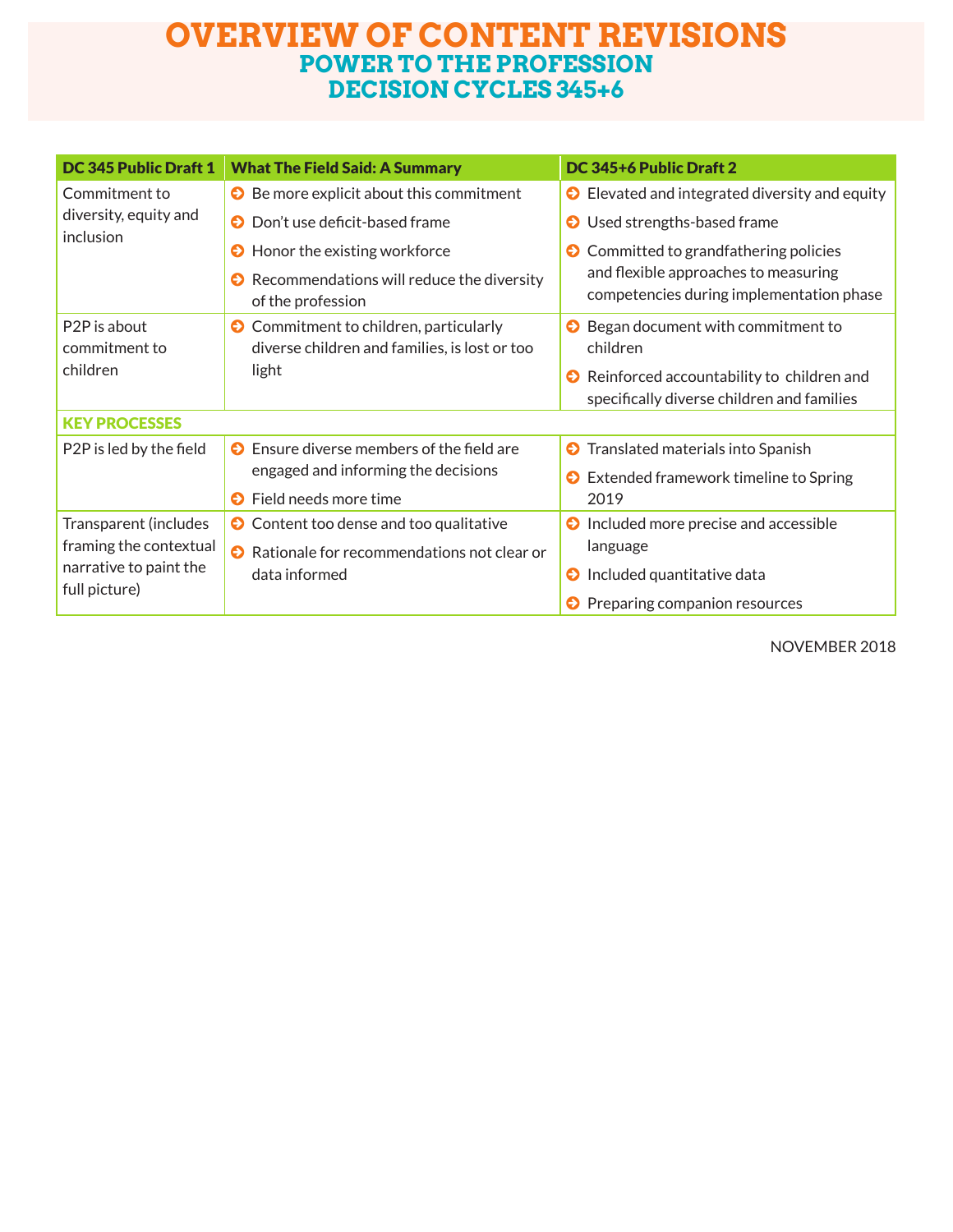# OVERVIEW OF CONTENT REVISIONS

## POWER TO THE PROFESSION
## DECISION CYCLES 345+6

| DC 345 Public Draft 1 | What The Field Said: A Summary | DC 345+6 Public Draft 2 |
|---|---|---|
| Commitment to diversity, equity and inclusion | • Be more explicit about this commitment<br>• Don't use deficit-based frame<br>• Honor the existing workforce<br>• Recommendations will reduce the diversity of the profession | • Elevated and integrated diversity and equity<br>• Used strengths-based frame<br>• Committed to grandfathering policies and flexible approaches to measuring competencies during implementation phase |
| P2P is about commitment to children | • Commitment to children, particularly diverse children and families, is lost or too light | • Began document with commitment to children<br>• Reinforced accountability to children and specifically diverse children and families |
| **KEY PROCESSES** | | |
| P2P is led by the field | • Ensure diverse members of the field are engaged and informing the decisions<br>• Field needs more time | • Translated materials into Spanish<br>• Extended framework timeline to Spring 2019 |
| Transparent (includes framing the contextual narrative to paint the full picture) | • Content too dense and too qualitative<br>• Rationale for recommendations not clear or data informed | • Included more precise and accessible language<br>• Included quantitative data<br>• Preparing companion resources |

NOVEMBER 2018